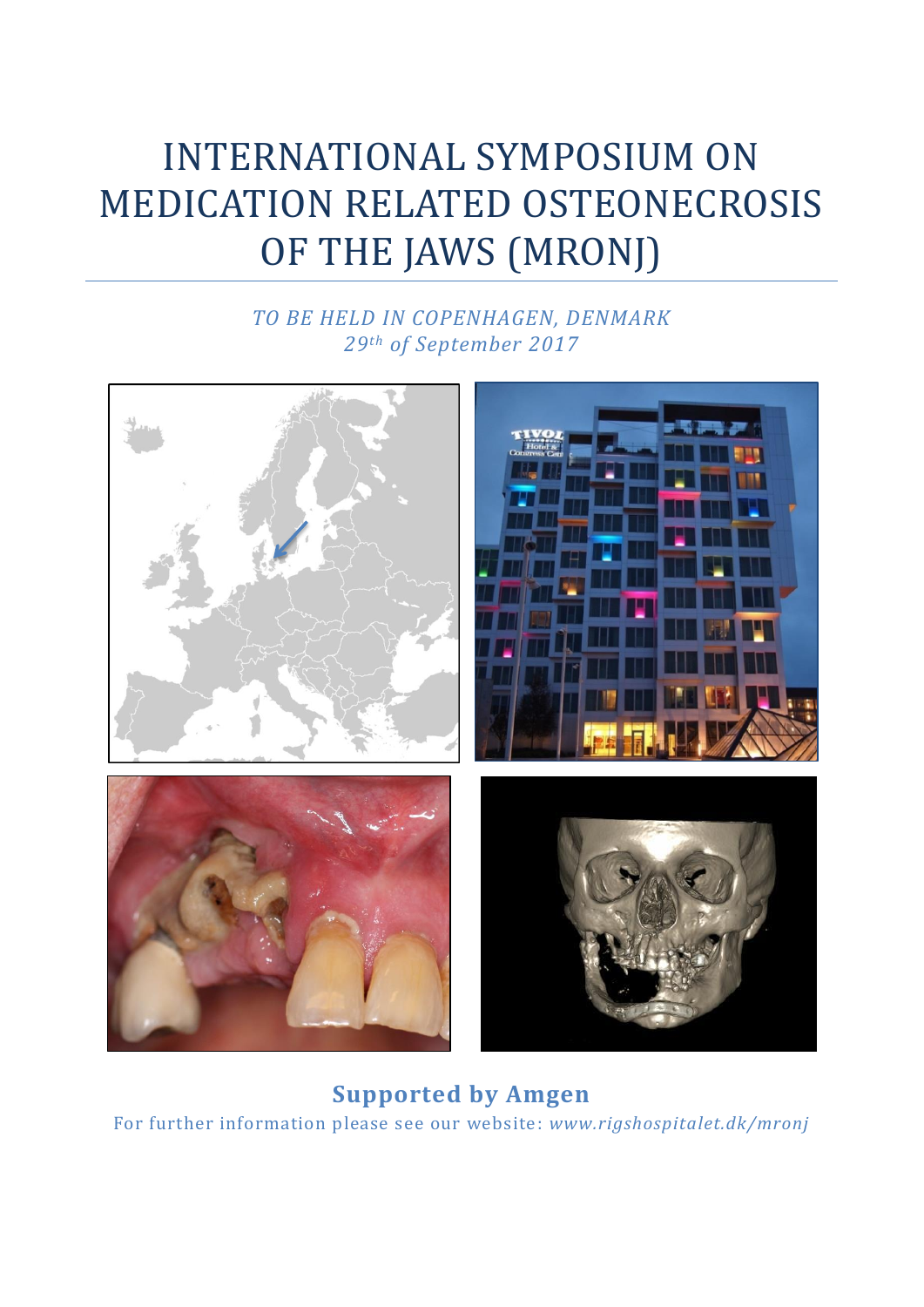# INTERNATIONAL SYMPOSIUM ON MEDICATION RELATED OSTEONECROSIS OF THE JAWS (MRONJ)

*TO BE HELD IN COPENHAGEN, DENMARK*
*29th of September 2017*

**Supported by Amgen**

For further information please see our website: *www.rigshospitalet.dk/mronj*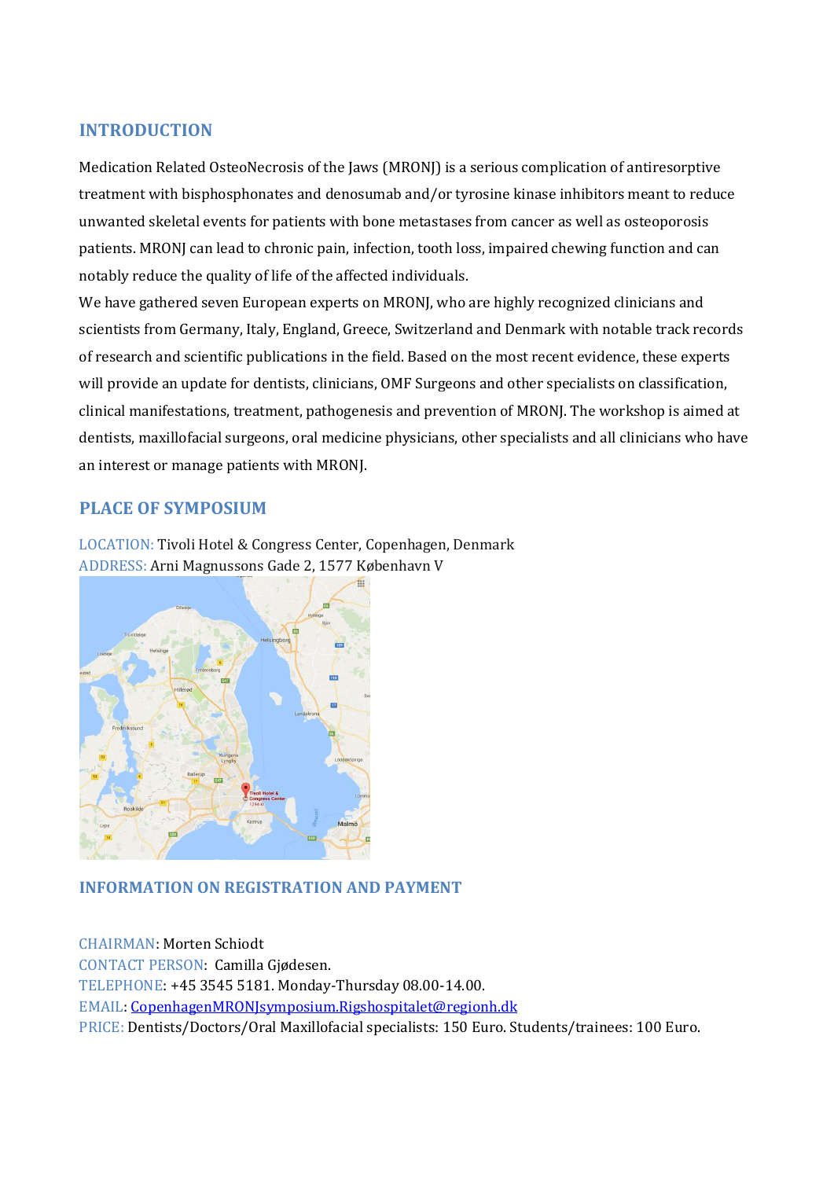## INTRODUCTION

Medication Related OsteoNecrosis of the Jaws (MRONJ) is a serious complication of antiresorptive treatment with bisphosphonates and denosumab and/or tyrosine kinase inhibitors meant to reduce unwanted skeletal events for patients with bone metastases from cancer as well as osteoporosis patients. MRONJ can lead to chronic pain, infection, tooth loss, impaired chewing function and can notably reduce the quality of life of the affected individuals.

We have gathered seven European experts on MRONJ, who are highly recognized clinicians and scientists from Germany, Italy, England, Greece, Switzerland and Denmark with notable track records of research and scientific publications in the field. Based on the most recent evidence, these experts will provide an update for dentists, clinicians, OMF Surgeons and other specialists on classification, clinical manifestations, treatment, pathogenesis and prevention of MRONJ. The workshop is aimed at dentists, maxillofacial surgeons, oral medicine physicians, other specialists and all clinicians who have an interest or manage patients with MRONJ.

## PLACE OF SYMPOSIUM

LOCATION: Tivoli Hotel & Congress Center, Copenhagen, Denmark
ADDRESS: Arni Magnussons Gade 2, 1577 København V

## INFORMATION ON REGISTRATION AND PAYMENT

CHAIRMAN: Morten Schiodt
CONTACT PERSON: Camilla Gjødesen.
TELEPHONE: +45 3545 5181. Monday-Thursday 08.00-14.00.
EMAIL: CopenhagenMRONJsymposium.Rigshospitalet@regionh.dk
PRICE: Dentists/Doctors/Oral Maxillofacial specialists: 150 Euro. Students/trainees: 100 Euro.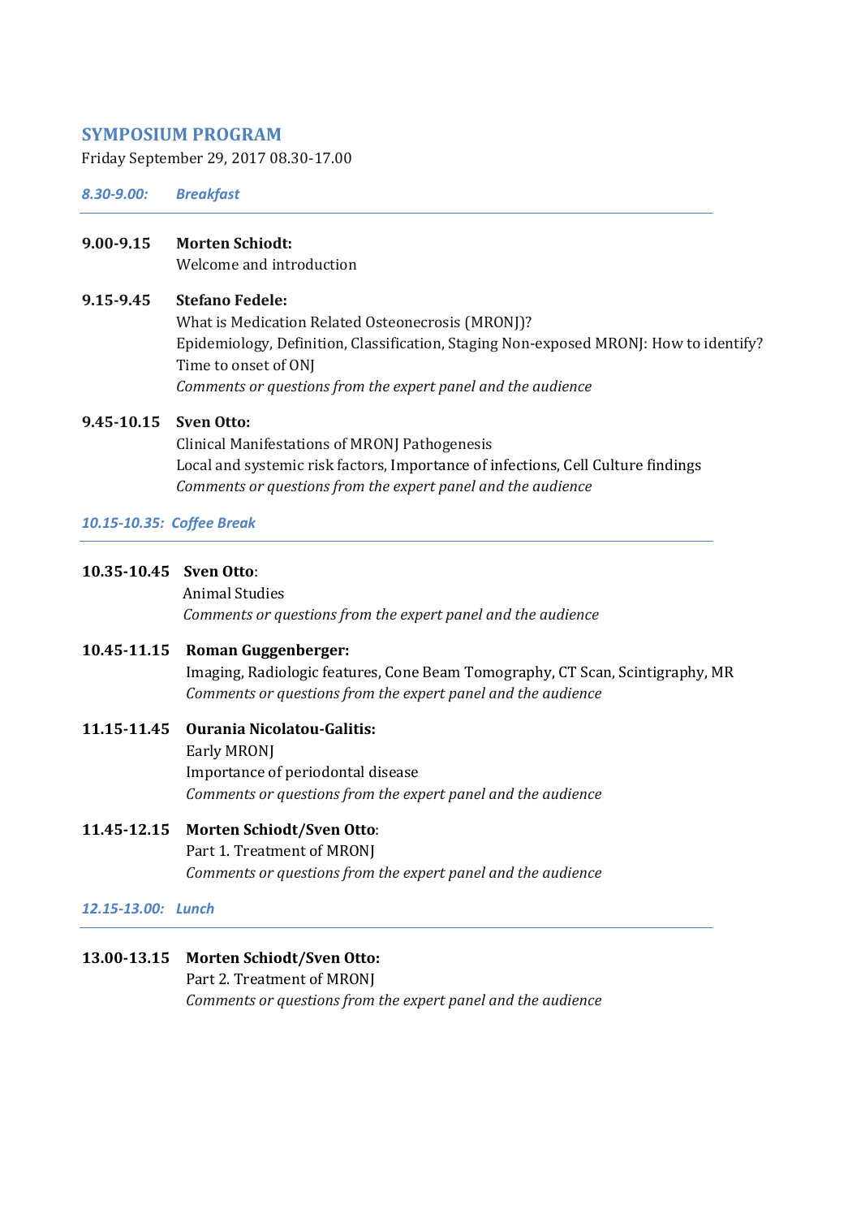## SYMPOSIUM PROGRAM

Friday September 29, 2017 08.30-17.00

*8.30-9.00: Breakfast*

---

**9.00-9.15 Morten Schiodt:**
Welcome and introduction

**9.15-9.45 Stefano Fedele:**
What is Medication Related Osteonecrosis (MRONJ)?
Epidemiology, Definition, Classification, Staging Non-exposed MRONJ: How to identify?
Time to onset of ONJ
*Comments or questions from the expert panel and the audience*

**9.45-10.15 Sven Otto:**
Clinical Manifestations of MRONJ Pathogenesis
Local and systemic risk factors, Importance of infections, Cell Culture findings
*Comments or questions from the expert panel and the audience*

*10.15-10.35: Coffee Break*

---

**10.35-10.45 Sven Otto**:
Animal Studies
*Comments or questions from the expert panel and the audience*

**10.45-11.15 Roman Guggenberger:**
Imaging, Radiologic features, Cone Beam Tomography, CT Scan, Scintigraphy, MR
*Comments or questions from the expert panel and the audience*

**11.15-11.45 Ourania Nicolatou-Galitis:**
Early MRONJ
Importance of periodontal disease
*Comments or questions from the expert panel and the audience*

**11.45-12.15 Morten Schiodt/Sven Otto**:
Part 1. Treatment of MRONJ
*Comments or questions from the expert panel and the audience*

*12.15-13.00: Lunch*

---

**13.00-13.15 Morten Schiodt/Sven Otto:**
Part 2. Treatment of MRONJ
*Comments or questions from the expert panel and the audience*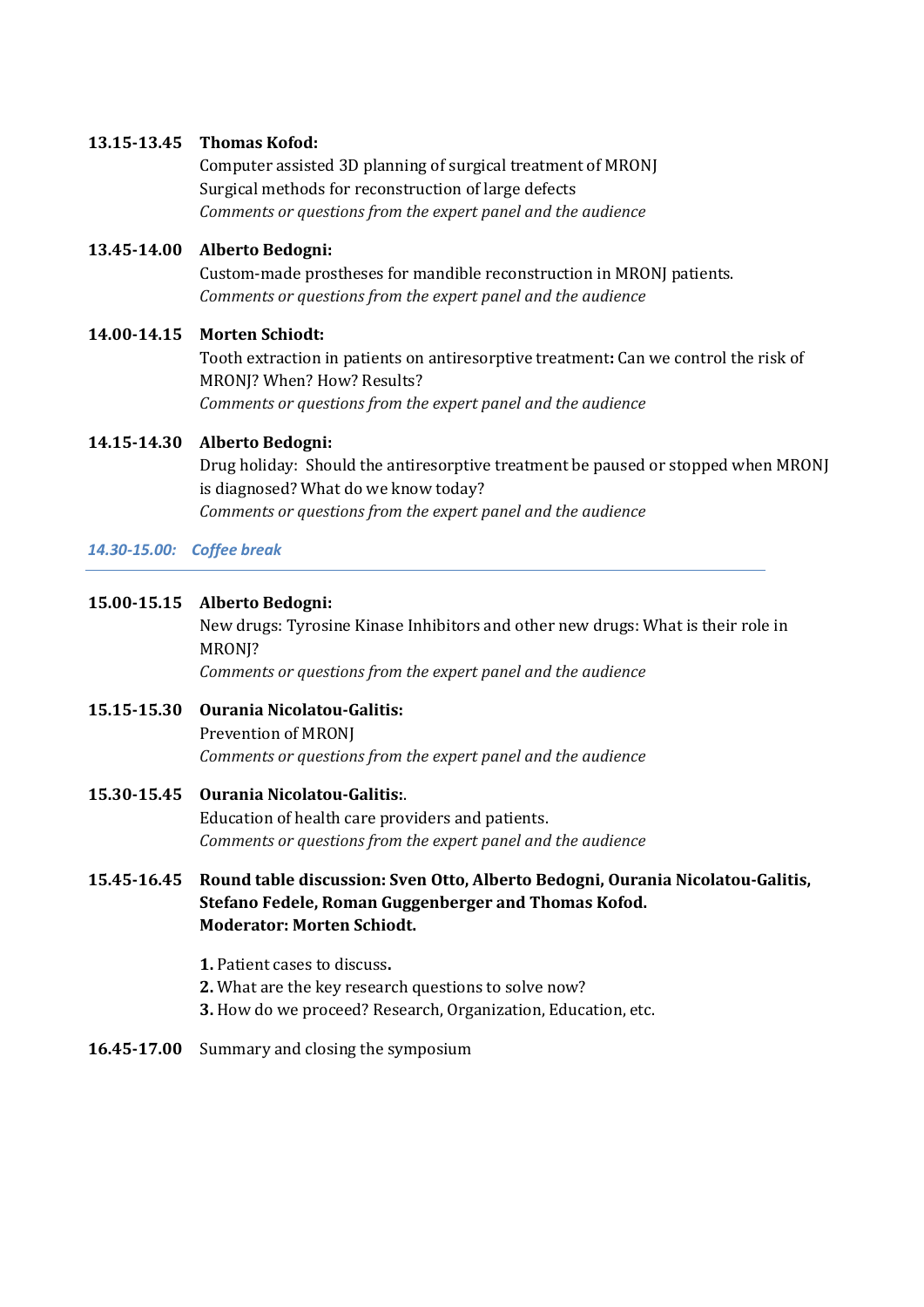**13.15-13.45** **Thomas Kofod:**
Computer assisted 3D planning of surgical treatment of MRONJ
Surgical methods for reconstruction of large defects
*Comments or questions from the expert panel and the audience*

**13.45-14.00** **Alberto Bedogni:**
Custom-made prostheses for mandible reconstruction in MRONJ patients.
*Comments or questions from the expert panel and the audience*

**14.00-14.15** **Morten Schiodt:**
Tooth extraction in patients on antiresorptive treatment**:** Can we control the risk of MRONJ? When? How? Results?
*Comments or questions from the expert panel and the audience*

**14.15-14.30** **Alberto Bedogni:**
Drug holiday: Should the antiresorptive treatment be paused or stopped when MRONJ is diagnosed? What do we know today?
*Comments or questions from the expert panel and the audience*

*14.30-15.00: Coffee break*

---

**15.00-15.15** **Alberto Bedogni:**
New drugs: Tyrosine Kinase Inhibitors and other new drugs: What is their role in MRONJ?
*Comments or questions from the expert panel and the audience*

**15.15-15.30** **Ourania Nicolatou-Galitis:**
Prevention of MRONJ
*Comments or questions from the expert panel and the audience*

**15.30-15.45** **Ourania Nicolatou-Galitis:**.
Education of health care providers and patients.
*Comments or questions from the expert panel and the audience*

**15.45-16.45** **Round table discussion: Sven Otto, Alberto Bedogni, Ourania Nicolatou-Galitis, Stefano Fedele, Roman Guggenberger and Thomas Kofod.**
**Moderator: Morten Schiodt.**

**1.** Patient cases to discuss**.**
**2.** What are the key research questions to solve now?
**3.** How do we proceed? Research, Organization, Education, etc.

**16.45-17.00** Summary and closing the symposium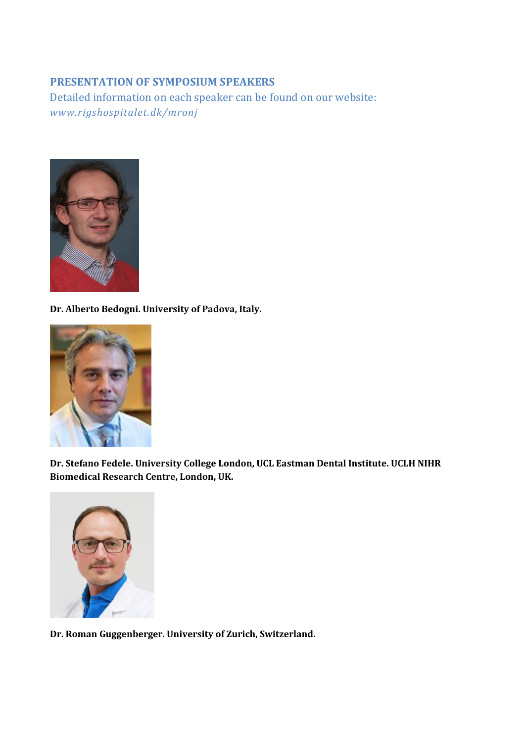## PRESENTATION OF SYMPOSIUM SPEAKERS

Detailed information on each speaker can be found on our website: *www.rigshospitalet.dk/mronj*

**Dr. Alberto Bedogni. University of Padova, Italy.**

**Dr. Stefano Fedele. University College London, UCL Eastman Dental Institute. UCLH NIHR Biomedical Research Centre, London, UK.**

**Dr. Roman Guggenberger. University of Zurich, Switzerland.**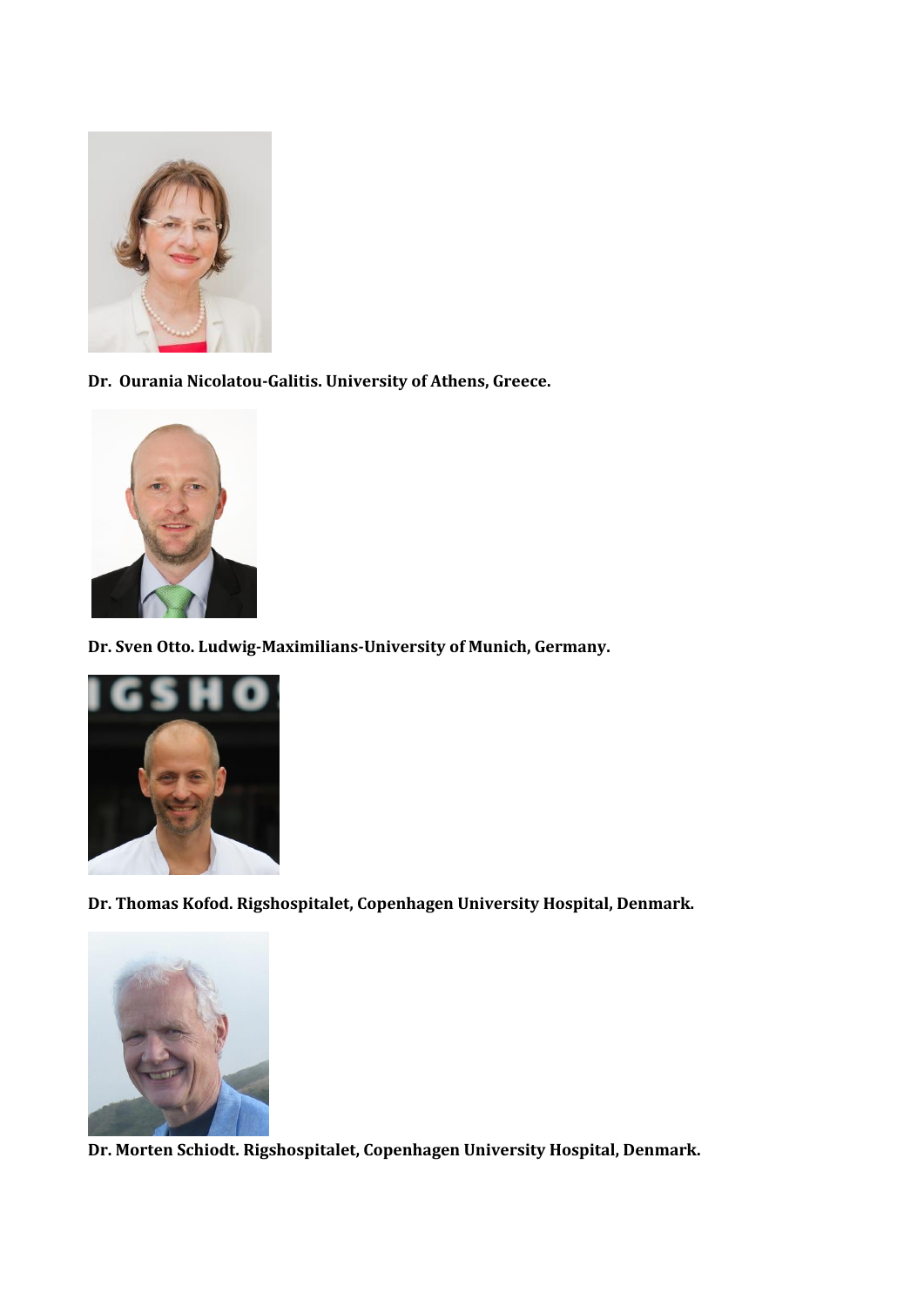**Dr. Ourania Nicolatou-Galitis. University of Athens, Greece.**

**Dr. Sven Otto. Ludwig-Maximilians-University of Munich, Germany.**

**Dr. Thomas Kofod. Rigshospitalet, Copenhagen University Hospital, Denmark.**

**Dr. Morten Schiodt. Rigshospitalet, Copenhagen University Hospital, Denmark.**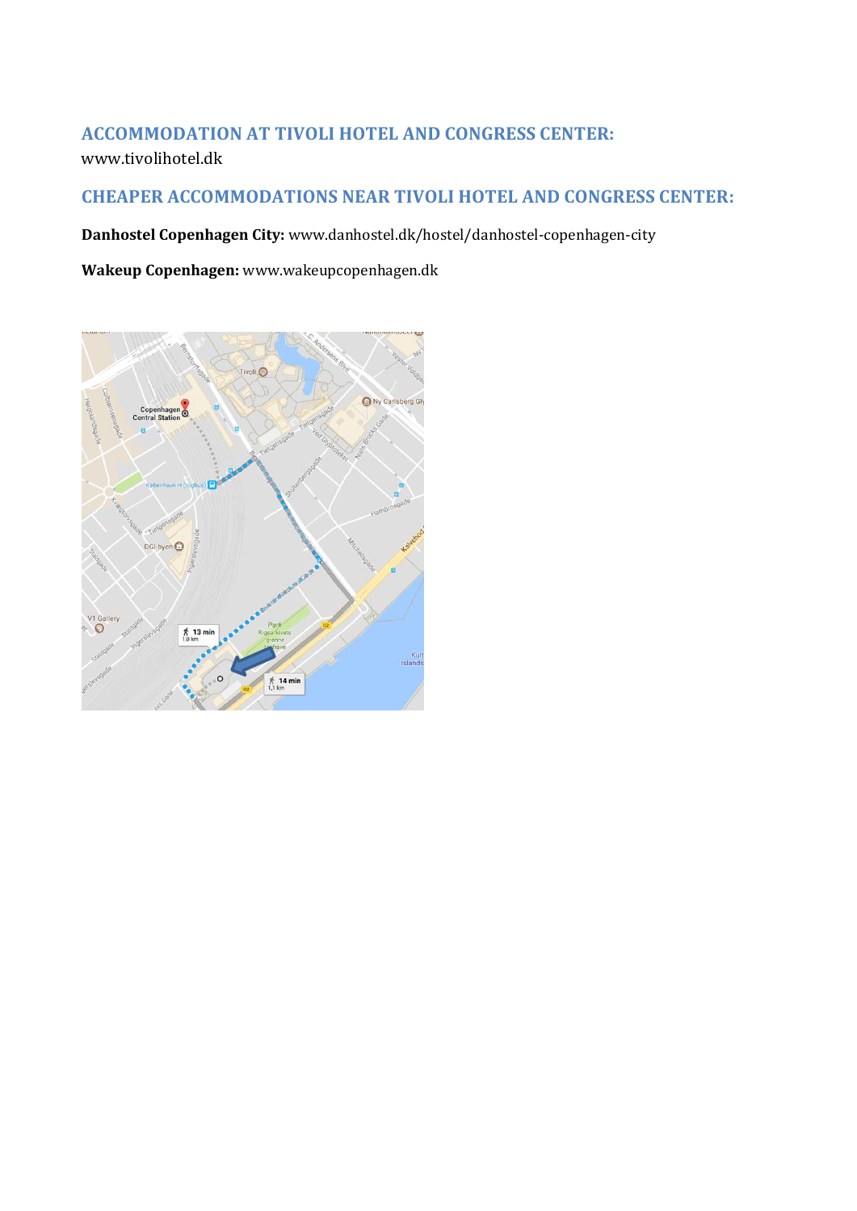## ACCOMMODATION AT TIVOLI HOTEL AND CONGRESS CENTER:

www.tivolihotel.dk

## CHEAPER ACCOMMODATIONS NEAR TIVOLI HOTEL AND CONGRESS CENTER:

**Danhostel Copenhagen City:** www.danhostel.dk/hostel/danhostel-copenhagen-city

**Wakeup Copenhagen:** www.wakeupcopenhagen.dk